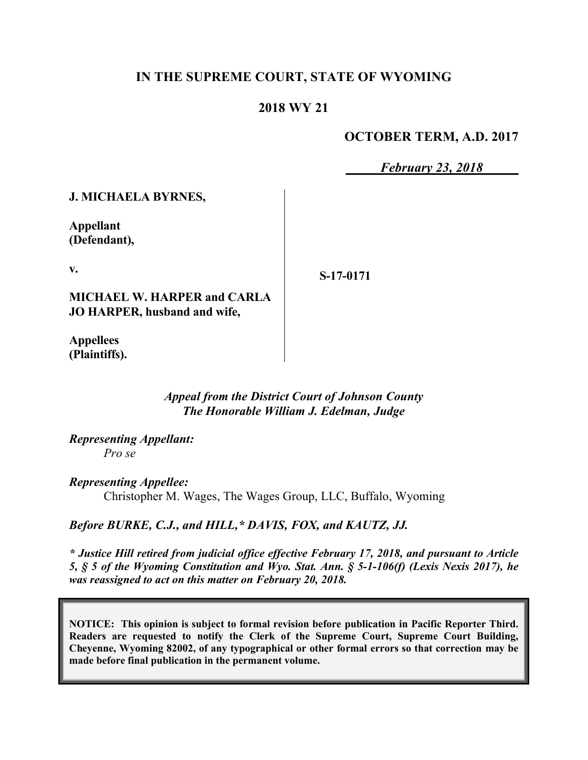# IN THE SUPREME COURT, STATE OF WYOMING

## 2018 WY 21

**OCTOBER TERM, A.D. 2017**

*February 23, 2018*

**J. MICHAELA BYRNES,**

**Appellant (Defendant),**

**v.**

**MICHAEL W. HARPER and CARLA JO HARPER, husband and wife,**

**Appellees (Plaintiffs).**

**S-17-0171**

*Appeal from the District Court of Johnson County*
*The Honorable William J. Edelman, Judge*

*Representing Appellant:*
*Pro se*

*Representing Appellee:*
Christopher M. Wages, The Wages Group, LLC, Buffalo, Wyoming

*Before BURKE, C.J., and HILL,\* DAVIS, FOX, and KAUTZ, JJ.*

*\* Justice Hill retired from judicial office effective February 17, 2018, and pursuant to Article 5, § 5 of the Wyoming Constitution and Wyo. Stat. Ann. § 5-1-106(f) (Lexis Nexis 2017), he was reassigned to act on this matter on February 20, 2018.*

**NOTICE: This opinion is subject to formal revision before publication in Pacific Reporter Third. Readers are requested to notify the Clerk of the Supreme Court, Supreme Court Building, Cheyenne, Wyoming 82002, of any typographical or other formal errors so that correction may be made before final publication in the permanent volume.**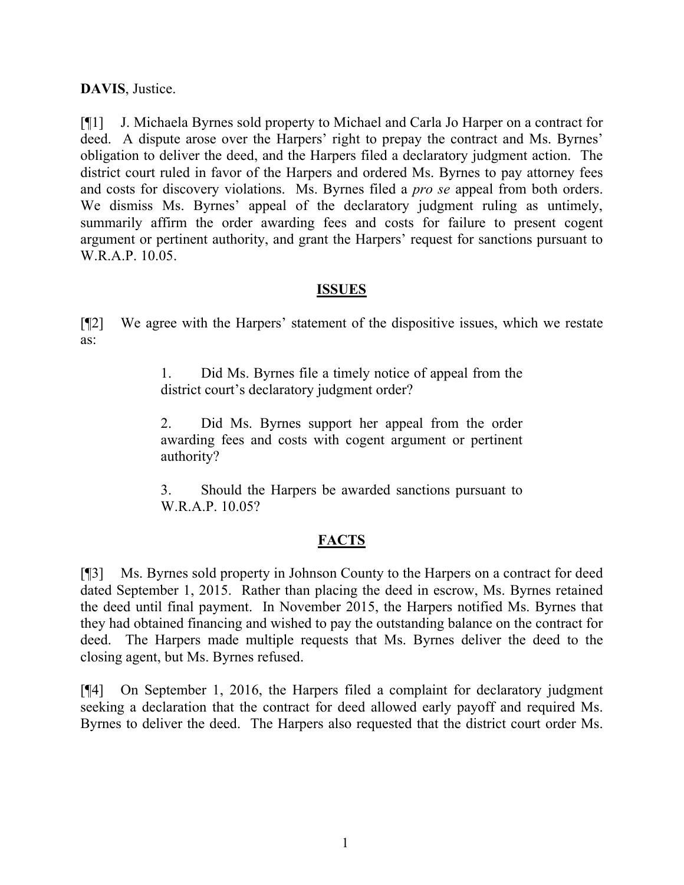**DAVIS**, Justice.

[¶1] J. Michaela Byrnes sold property to Michael and Carla Jo Harper on a contract for deed. A dispute arose over the Harpers' right to prepay the contract and Ms. Byrnes' obligation to deliver the deed, and the Harpers filed a declaratory judgment action. The district court ruled in favor of the Harpers and ordered Ms. Byrnes to pay attorney fees and costs for discovery violations. Ms. Byrnes filed a *pro se* appeal from both orders. We dismiss Ms. Byrnes' appeal of the declaratory judgment ruling as untimely, summarily affirm the order awarding fees and costs for failure to present cogent argument or pertinent authority, and grant the Harpers' request for sanctions pursuant to W.R.A.P. 10.05.

## ISSUES

[¶2] We agree with the Harpers' statement of the dispositive issues, which we restate as:

> 1. Did Ms. Byrnes file a timely notice of appeal from the district court's declaratory judgment order?
>
> 2. Did Ms. Byrnes support her appeal from the order awarding fees and costs with cogent argument or pertinent authority?
>
> 3. Should the Harpers be awarded sanctions pursuant to W.R.A.P. 10.05?

## FACTS

[¶3] Ms. Byrnes sold property in Johnson County to the Harpers on a contract for deed dated September 1, 2015. Rather than placing the deed in escrow, Ms. Byrnes retained the deed until final payment. In November 2015, the Harpers notified Ms. Byrnes that they had obtained financing and wished to pay the outstanding balance on the contract for deed. The Harpers made multiple requests that Ms. Byrnes deliver the deed to the closing agent, but Ms. Byrnes refused.

[¶4] On September 1, 2016, the Harpers filed a complaint for declaratory judgment seeking a declaration that the contract for deed allowed early payoff and required Ms. Byrnes to deliver the deed. The Harpers also requested that the district court order Ms.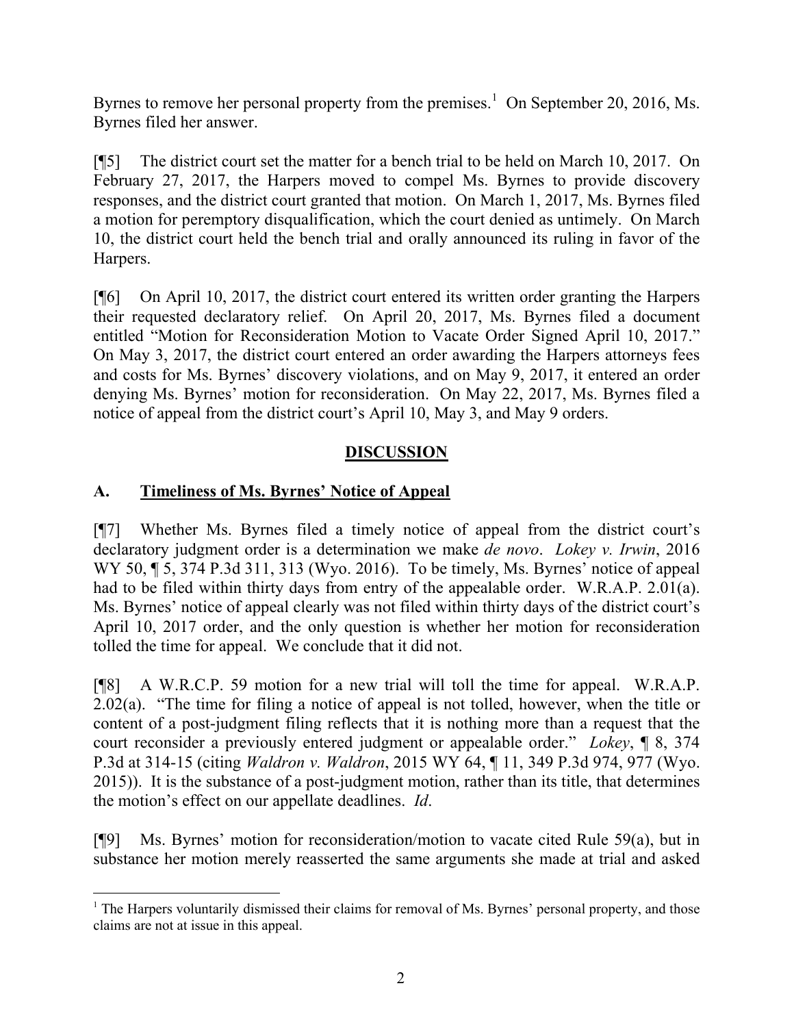Byrnes to remove her personal property from the premises.[1] On September 20, 2016, Ms. Byrnes filed her answer.

[¶5] The district court set the matter for a bench trial to be held on March 10, 2017. On February 27, 2017, the Harpers moved to compel Ms. Byrnes to provide discovery responses, and the district court granted that motion. On March 1, 2017, Ms. Byrnes filed a motion for peremptory disqualification, which the court denied as untimely. On March 10, the district court held the bench trial and orally announced its ruling in favor of the Harpers.

[¶6] On April 10, 2017, the district court entered its written order granting the Harpers their requested declaratory relief. On April 20, 2017, Ms. Byrnes filed a document entitled "Motion for Reconsideration Motion to Vacate Order Signed April 10, 2017." On May 3, 2017, the district court entered an order awarding the Harpers attorneys fees and costs for Ms. Byrnes' discovery violations, and on May 9, 2017, it entered an order denying Ms. Byrnes' motion for reconsideration. On May 22, 2017, Ms. Byrnes filed a notice of appeal from the district court's April 10, May 3, and May 9 orders.

## DISCUSSION

### A. Timeliness of Ms. Byrnes' Notice of Appeal

[¶7] Whether Ms. Byrnes filed a timely notice of appeal from the district court's declaratory judgment order is a determination we make *de novo*. *Lokey v. Irwin*, 2016 WY 50, ¶ 5, 374 P.3d 311, 313 (Wyo. 2016). To be timely, Ms. Byrnes' notice of appeal had to be filed within thirty days from entry of the appealable order. W.R.A.P. 2.01(a). Ms. Byrnes' notice of appeal clearly was not filed within thirty days of the district court's April 10, 2017 order, and the only question is whether her motion for reconsideration tolled the time for appeal. We conclude that it did not.

[¶8] A W.R.C.P. 59 motion for a new trial will toll the time for appeal. W.R.A.P. 2.02(a). "The time for filing a notice of appeal is not tolled, however, when the title or content of a post-judgment filing reflects that it is nothing more than a request that the court reconsider a previously entered judgment or appealable order." *Lokey*, ¶ 8, 374 P.3d at 314-15 (citing *Waldron v. Waldron*, 2015 WY 64, ¶ 11, 349 P.3d 974, 977 (Wyo. 2015)). It is the substance of a post-judgment motion, rather than its title, that determines the motion's effect on our appellate deadlines. *Id*.

[¶9] Ms. Byrnes' motion for reconsideration/motion to vacate cited Rule 59(a), but in substance her motion merely reasserted the same arguments she made at trial and asked

[1] The Harpers voluntarily dismissed their claims for removal of Ms. Byrnes' personal property, and those claims are not at issue in this appeal.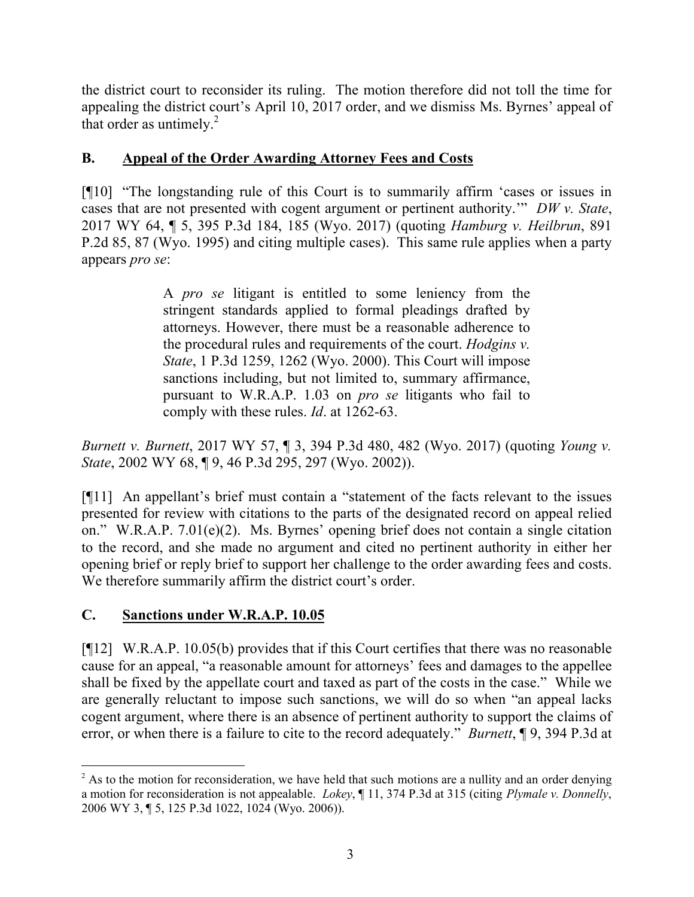the district court to reconsider its ruling. The motion therefore did not toll the time for appealing the district court's April 10, 2017 order, and we dismiss Ms. Byrnes' appeal of that order as untimely.[2]

### B. Appeal of the Order Awarding Attorney Fees and Costs

[¶10] "The longstanding rule of this Court is to summarily affirm 'cases or issues in cases that are not presented with cogent argument or pertinent authority.'" *DW v. State*, 2017 WY 64, ¶ 5, 395 P.3d 184, 185 (Wyo. 2017) (quoting *Hamburg v. Heilbrun*, 891 P.2d 85, 87 (Wyo. 1995) and citing multiple cases). This same rule applies when a party appears *pro se*:

> A *pro se* litigant is entitled to some leniency from the stringent standards applied to formal pleadings drafted by attorneys. However, there must be a reasonable adherence to the procedural rules and requirements of the court. *Hodgins v. State*, 1 P.3d 1259, 1262 (Wyo. 2000). This Court will impose sanctions including, but not limited to, summary affirmance, pursuant to W.R.A.P. 1.03 on *pro se* litigants who fail to comply with these rules. *Id*. at 1262-63.

*Burnett v. Burnett*, 2017 WY 57, ¶ 3, 394 P.3d 480, 482 (Wyo. 2017) (quoting *Young v. State*, 2002 WY 68, ¶ 9, 46 P.3d 295, 297 (Wyo. 2002)).

[¶11] An appellant's brief must contain a "statement of the facts relevant to the issues presented for review with citations to the parts of the designated record on appeal relied on." W.R.A.P. 7.01(e)(2). Ms. Byrnes' opening brief does not contain a single citation to the record, and she made no argument and cited no pertinent authority in either her opening brief or reply brief to support her challenge to the order awarding fees and costs. We therefore summarily affirm the district court's order.

### C. Sanctions under W.R.A.P. 10.05

[¶12] W.R.A.P. 10.05(b) provides that if this Court certifies that there was no reasonable cause for an appeal, "a reasonable amount for attorneys' fees and damages to the appellee shall be fixed by the appellate court and taxed as part of the costs in the case." While we are generally reluctant to impose such sanctions, we will do so when "an appeal lacks cogent argument, where there is an absence of pertinent authority to support the claims of error, or when there is a failure to cite to the record adequately." *Burnett*, ¶ 9, 394 P.3d at

---

[2] As to the motion for reconsideration, we have held that such motions are a nullity and an order denying a motion for reconsideration is not appealable. *Lokey*, ¶ 11, 374 P.3d at 315 (citing *Plymale v. Donnelly*, 2006 WY 3, ¶ 5, 125 P.3d 1022, 1024 (Wyo. 2006)).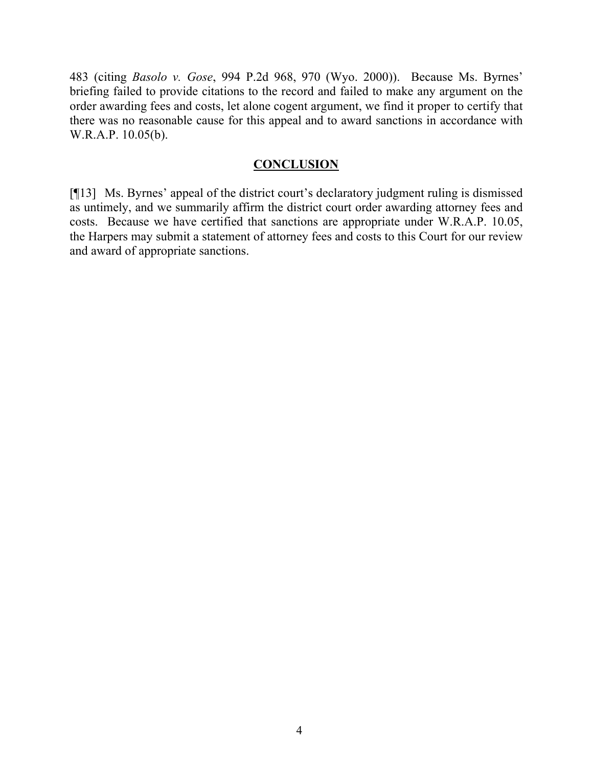483 (citing *Basolo v. Gose*, 994 P.2d 968, 970 (Wyo. 2000)). Because Ms. Byrnes' briefing failed to provide citations to the record and failed to make any argument on the order awarding fees and costs, let alone cogent argument, we find it proper to certify that there was no reasonable cause for this appeal and to award sanctions in accordance with W.R.A.P. 10.05(b).

## **CONCLUSION**

[¶13] Ms. Byrnes' appeal of the district court's declaratory judgment ruling is dismissed as untimely, and we summarily affirm the district court order awarding attorney fees and costs. Because we have certified that sanctions are appropriate under W.R.A.P. 10.05, the Harpers may submit a statement of attorney fees and costs to this Court for our review and award of appropriate sanctions.